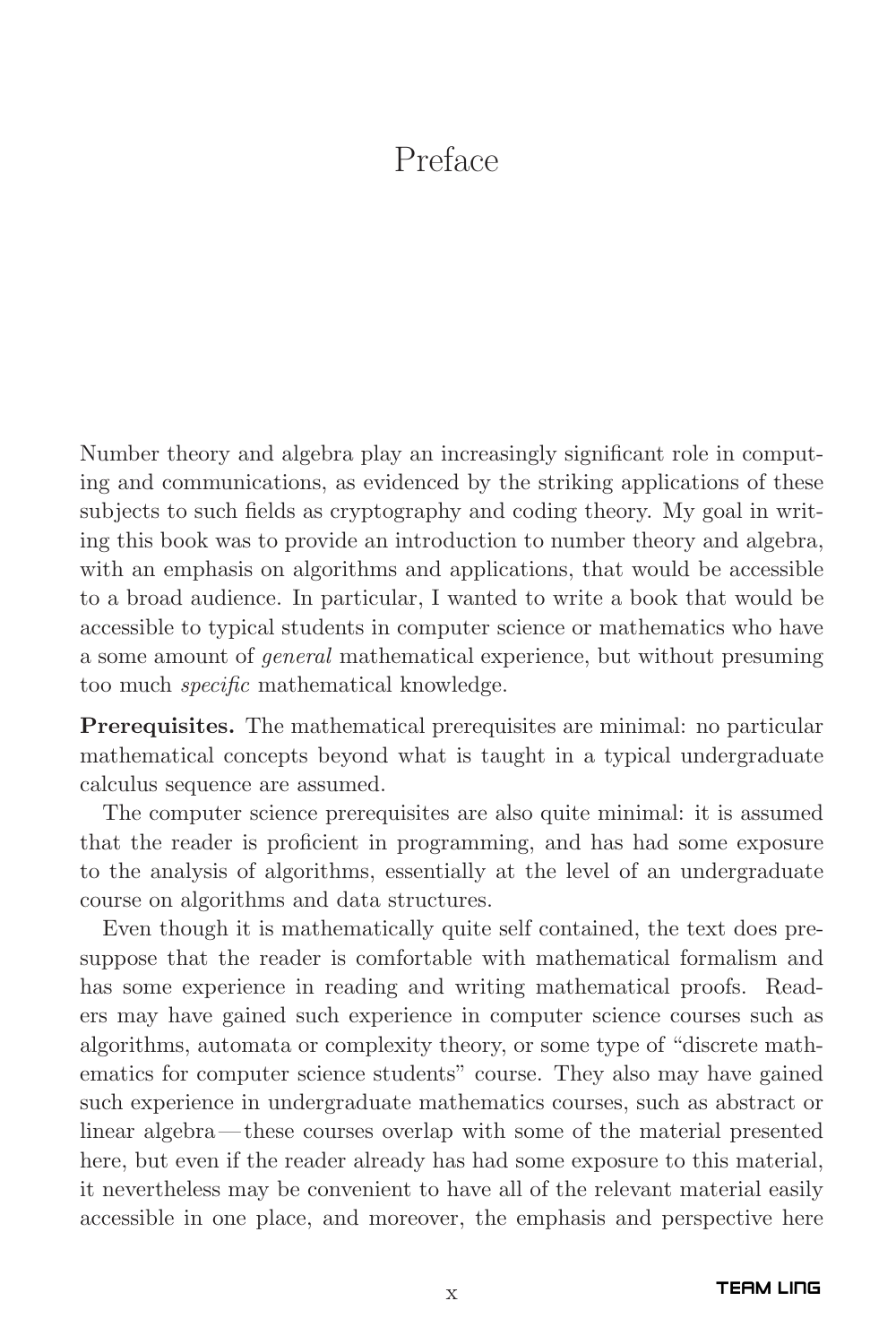# Preface

Number theory and algebra play an increasingly significant role in computing and communications, as evidenced by the striking applications of these subjects to such fields as cryptography and coding theory. My goal in writing this book was to provide an introduction to number theory and algebra, with an emphasis on algorithms and applications, that would be accessible to a broad audience. In particular, I wanted to write a book that would be accessible to typical students in computer science or mathematics who have a some amount of *general* mathematical experience, but without presuming too much *specific* mathematical knowledge.

**Prerequisites.** The mathematical prerequisites are minimal: no particular mathematical concepts beyond what is taught in a typical undergraduate calculus sequence are assumed.

The computer science prerequisites are also quite minimal: it is assumed that the reader is proficient in programming, and has had some exposure to the analysis of algorithms, essentially at the level of an undergraduate course on algorithms and data structures.

Even though it is mathematically quite self contained, the text does presuppose that the reader is comfortable with mathematical formalism and has some experience in reading and writing mathematical proofs. Readers may have gained such experience in computer science courses such as algorithms, automata or complexity theory, or some type of "discrete mathematics for computer science students" course. They also may have gained such experience in undergraduate mathematics courses, such as abstract or linear algebra — these courses overlap with some of the material presented here, but even if the reader already has had some exposure to this material, it nevertheless may be convenient to have all of the relevant material easily accessible in one place, and moreover, the emphasis and perspective here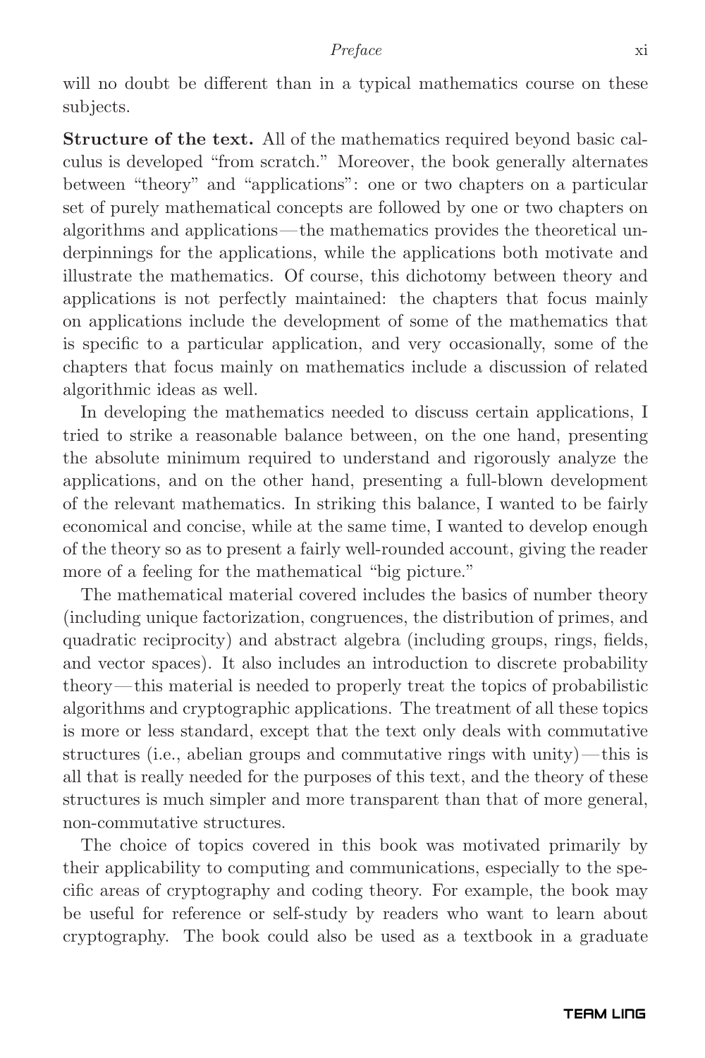will no doubt be different than in a typical mathematics course on these subjects.

**Structure of the text.** All of the mathematics required beyond basic calculus is developed "from scratch." Moreover, the book generally alternates between "theory" and "applications": one or two chapters on a particular set of purely mathematical concepts are followed by one or two chapters on algorithms and applications—the mathematics provides the theoretical underpinnings for the applications, while the applications both motivate and illustrate the mathematics. Of course, this dichotomy between theory and applications is not perfectly maintained: the chapters that focus mainly on applications include the development of some of the mathematics that is specific to a particular application, and very occasionally, some of the chapters that focus mainly on mathematics include a discussion of related algorithmic ideas as well.

In developing the mathematics needed to discuss certain applications, I tried to strike a reasonable balance between, on the one hand, presenting the absolute minimum required to understand and rigorously analyze the applications, and on the other hand, presenting a full-blown development of the relevant mathematics. In striking this balance, I wanted to be fairly economical and concise, while at the same time, I wanted to develop enough of the theory so as to present a fairly well-rounded account, giving the reader more of a feeling for the mathematical "big picture."

The mathematical material covered includes the basics of number theory (including unique factorization, congruences, the distribution of primes, and quadratic reciprocity) and abstract algebra (including groups, rings, fields, and vector spaces). It also includes an introduction to discrete probability theory—this material is needed to properly treat the topics of probabilistic algorithms and cryptographic applications. The treatment of all these topics is more or less standard, except that the text only deals with commutative structures (i.e., abelian groups and commutative rings with unity)—this is all that is really needed for the purposes of this text, and the theory of these structures is much simpler and more transparent than that of more general, non-commutative structures.

The choice of topics covered in this book was motivated primarily by their applicability to computing and communications, especially to the specific areas of cryptography and coding theory. For example, the book may be useful for reference or self-study by readers who want to learn about cryptography. The book could also be used as a textbook in a graduate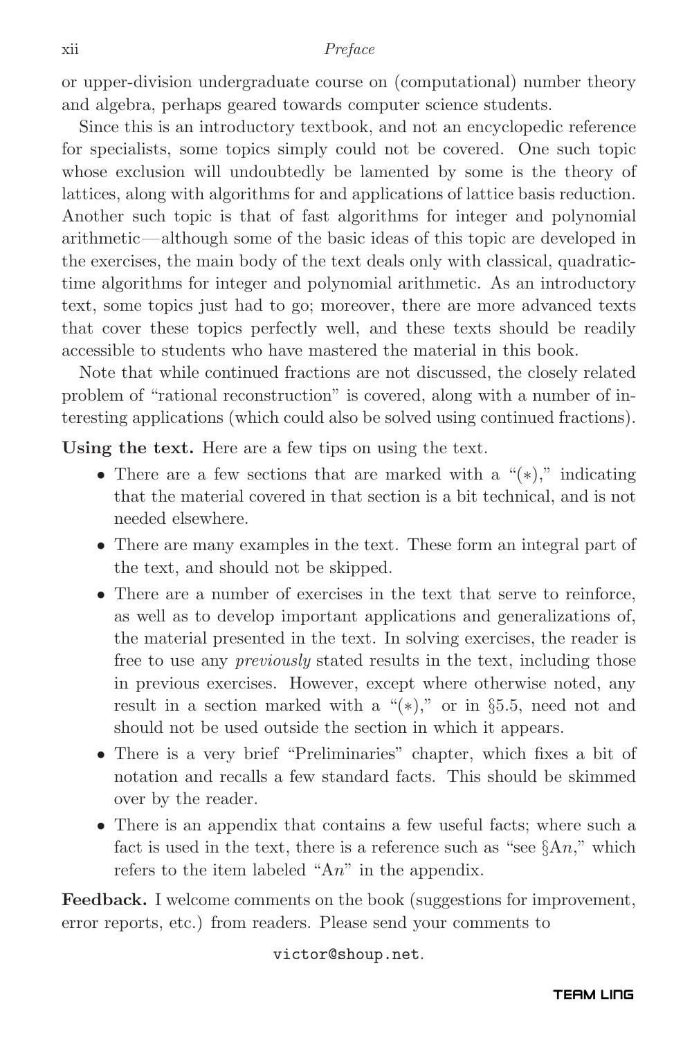or upper-division undergraduate course on (computational) number theory and algebra, perhaps geared towards computer science students.

Since this is an introductory textbook, and not an encyclopedic reference for specialists, some topics simply could not be covered. One such topic whose exclusion will undoubtedly be lamented by some is the theory of lattices, along with algorithms for and applications of lattice basis reduction. Another such topic is that of fast algorithms for integer and polynomial arithmetic—although some of the basic ideas of this topic are developed in the exercises, the main body of the text deals only with classical, quadratic-time algorithms for integer and polynomial arithmetic. As an introductory text, some topics just had to go; moreover, there are more advanced texts that cover these topics perfectly well, and these texts should be readily accessible to students who have mastered the material in this book.

Note that while continued fractions are not discussed, the closely related problem of "rational reconstruction" is covered, along with a number of interesting applications (which could also be solved using continued fractions).

**Using the text.** Here are a few tips on using the text.

- There are a few sections that are marked with a "(∗)," indicating that the material covered in that section is a bit technical, and is not needed elsewhere.
- There are many examples in the text. These form an integral part of the text, and should not be skipped.
- There are a number of exercises in the text that serve to reinforce, as well as to develop important applications and generalizations of, the material presented in the text. In solving exercises, the reader is free to use any *previously* stated results in the text, including those in previous exercises. However, except where otherwise noted, any result in a section marked with a "(∗)," or in §5.5, need not and should not be used outside the section in which it appears.
- There is a very brief "Preliminaries" chapter, which fixes a bit of notation and recalls a few standard facts. This should be skimmed over by the reader.
- There is an appendix that contains a few useful facts; where such a fact is used in the text, there is a reference such as "see §A$n$," which refers to the item labeled "A$n$" in the appendix.

**Feedback.** I welcome comments on the book (suggestions for improvement, error reports, etc.) from readers. Please send your comments to

victor@shoup.net.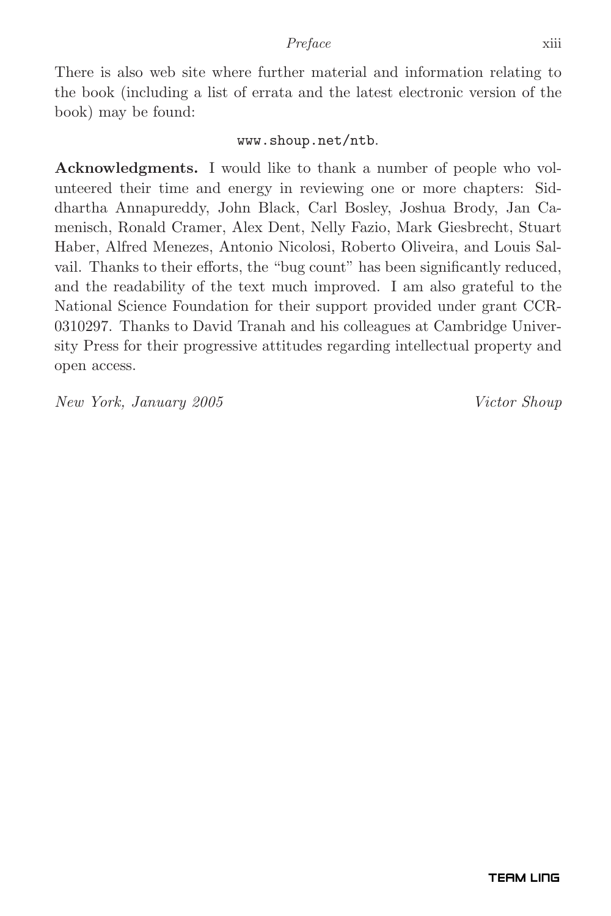There is also web site where further material and information relating to the book (including a list of errata and the latest electronic version of the book) may be found:

`www.shoup.net/ntb`.

**Acknowledgments.** I would like to thank a number of people who volunteered their time and energy in reviewing one or more chapters: Siddhartha Annapureddy, John Black, Carl Bosley, Joshua Brody, Jan Camenisch, Ronald Cramer, Alex Dent, Nelly Fazio, Mark Giesbrecht, Stuart Haber, Alfred Menezes, Antonio Nicolosi, Roberto Oliveira, and Louis Salvail. Thanks to their efforts, the "bug count" has been significantly reduced, and the readability of the text much improved. I am also grateful to the National Science Foundation for their support provided under grant CCR-0310297. Thanks to David Tranah and his colleagues at Cambridge University Press for their progressive attitudes regarding intellectual property and open access.

*New York, January 2005* *Victor Shoup*